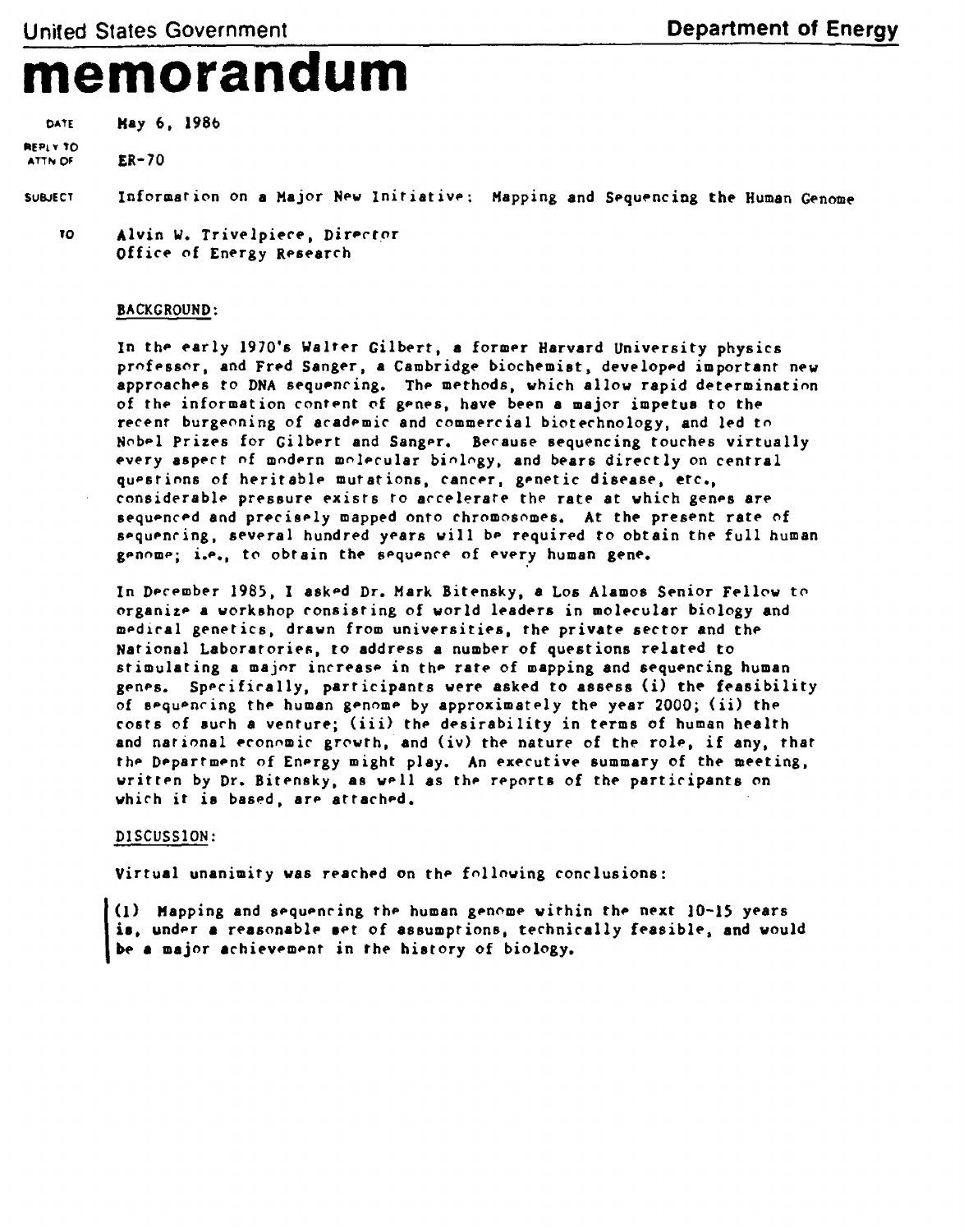United States Government **Department of Energy**

# memorandum

DATE May 6, 1986

REPLY TO ATTN OF ER-70

SUBJECT Information on a Major New Initiative: Mapping and Sequencing the Human Genome

TO Alvin W. Trivelpiece, Director
Office of Energy Research

BACKGROUND:

In the early 1970's Walter Gilbert, a former Harvard University physics professor, and Fred Sanger, a Cambridge biochemist, developed important new approaches to DNA sequencing. The methods, which allow rapid determination of the information content of genes, have been a major impetus to the recent burgeoning of academic and commercial biotechnology, and led to Nobel Prizes for Gilbert and Sanger. Because sequencing touches virtually every aspect of modern molecular biology, and bears directly on central questions of heritable mutations, cancer, genetic disease, etc., considerable pressure exists to accelerate the rate at which genes are sequenced and precisely mapped onto chromosomes. At the present rate of sequencing, several hundred years will be required to obtain the full human genome; i.e., to obtain the sequence of every human gene.

In December 1985, I asked Dr. Mark Bitensky, a Los Alamos Senior Fellow to organize a workshop consisting of world leaders in molecular biology and medical genetics, drawn from universities, the private sector and the National Laboratories, to address a number of questions related to stimulating a major increase in the rate of mapping and sequencing human genes. Specifically, participants were asked to assess (i) the feasibility of sequencing the human genome by approximately the year 2000; (ii) the costs of such a venture; (iii) the desirability in terms of human health and national economic growth, and (iv) the nature of the role, if any, that the Department of Energy might play. An executive summary of the meeting, written by Dr. Bitensky, as well as the reports of the participants on which it is based, are attached.

DISCUSSION:

Virtual unanimity was reached on the following conclusions:

(1) Mapping and sequencing the human genome within the next 10-15 years is, under a reasonable set of assumptions, technically feasible, and would be a major achievement in the history of biology.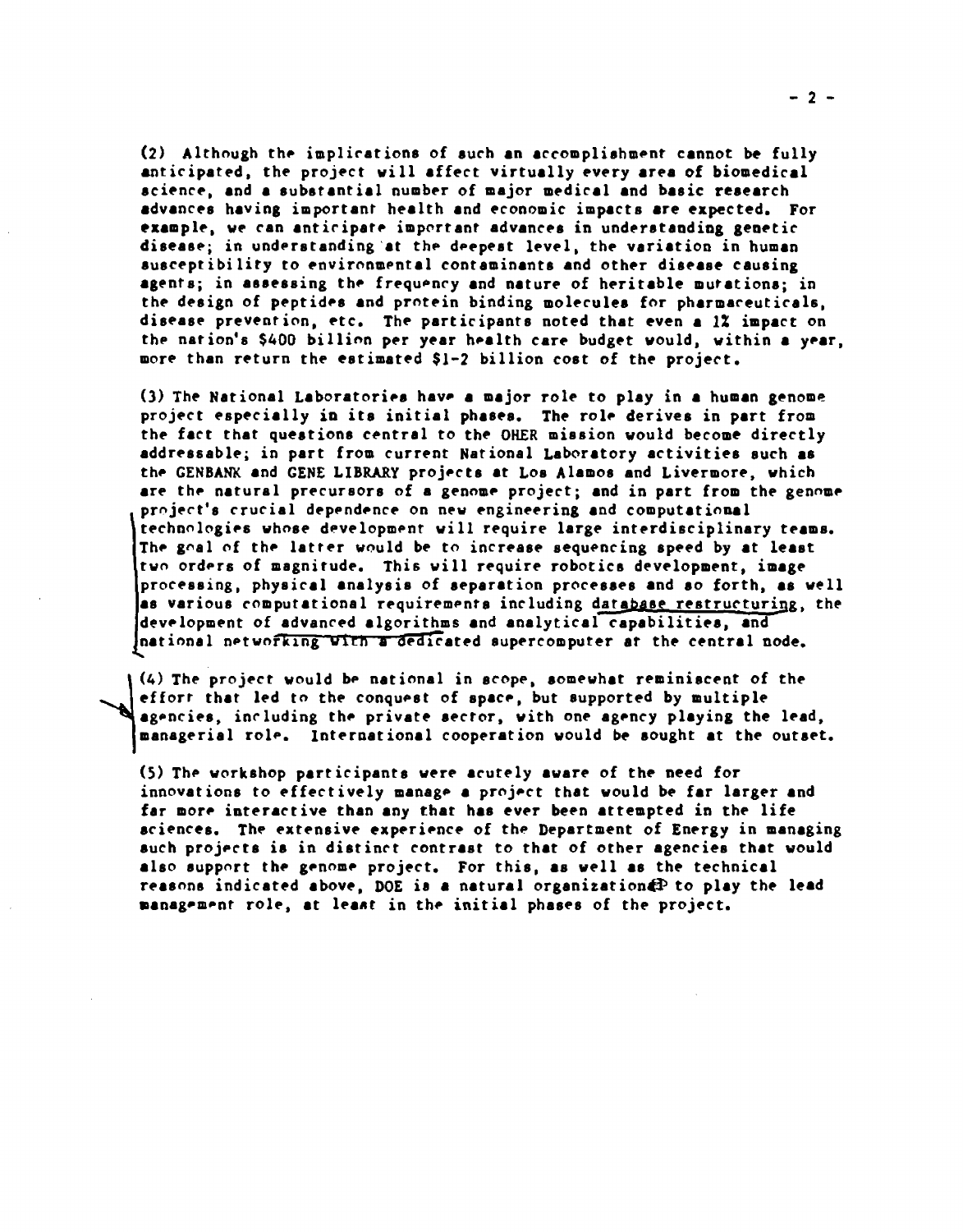(2) Although the implications of such an accomplishment cannot be fully anticipated, the project will affect virtually every area of biomedical science, and a substantial number of major medical and basic research advances having important health and economic impacts are expected. For example, we can anticipate important advances in understanding genetic disease; in understanding at the deepest level, the variation in human susceptibility to environmental contaminants and other disease causing agents; in assessing the frequency and nature of heritable mutations; in the design of peptides and protein binding molecules for pharmaceuticals, disease prevention, etc. The participants noted that even a 1% impact on the nation's $400 billion per year health care budget would, within a year, more than return the estimated $1-2 billion cost of the project.

(3) The National Laboratories have a major role to play in a human genome project especially in its initial phases. The role derives in part from the fact that questions central to the OHER mission would become directly addressable; in part from current National Laboratory activities such as the GENBANK and GENE LIBRARY projects at Los Alamos and Livermore, which are the natural precursors of a genome project; and in part from the genome project's crucial dependence on new engineering and computational technologies whose development will require large interdisciplinary teams. The goal of the latter would be to increase sequencing speed by at least two orders of magnitude. This will require robotics development, image processing, physical analysis of separation processes and so forth, as well as various computational requirements including database restructuring, the development of advanced algorithms and analytical capabilities, and national networking with a dedicated supercomputer at the central node.

(4) The project would be national in scope, somewhat reminiscent of the effort that led to the conquest of space, but supported by multiple agencies, including the private sector, with one agency playing the lead, managerial role. International cooperation would be sought at the outset.

(5) The workshop participants were acutely aware of the need for innovations to effectively manage a project that would be far larger and far more interactive than any that has ever been attempted in the life sciences. The extensive experience of the Department of Energy in managing such projects is in distinct contrast to that of other agencies that would also support the genome project. For this, as well as the technical reasons indicated above, DOE is a natural organization to play the lead management role, at least in the initial phases of the project.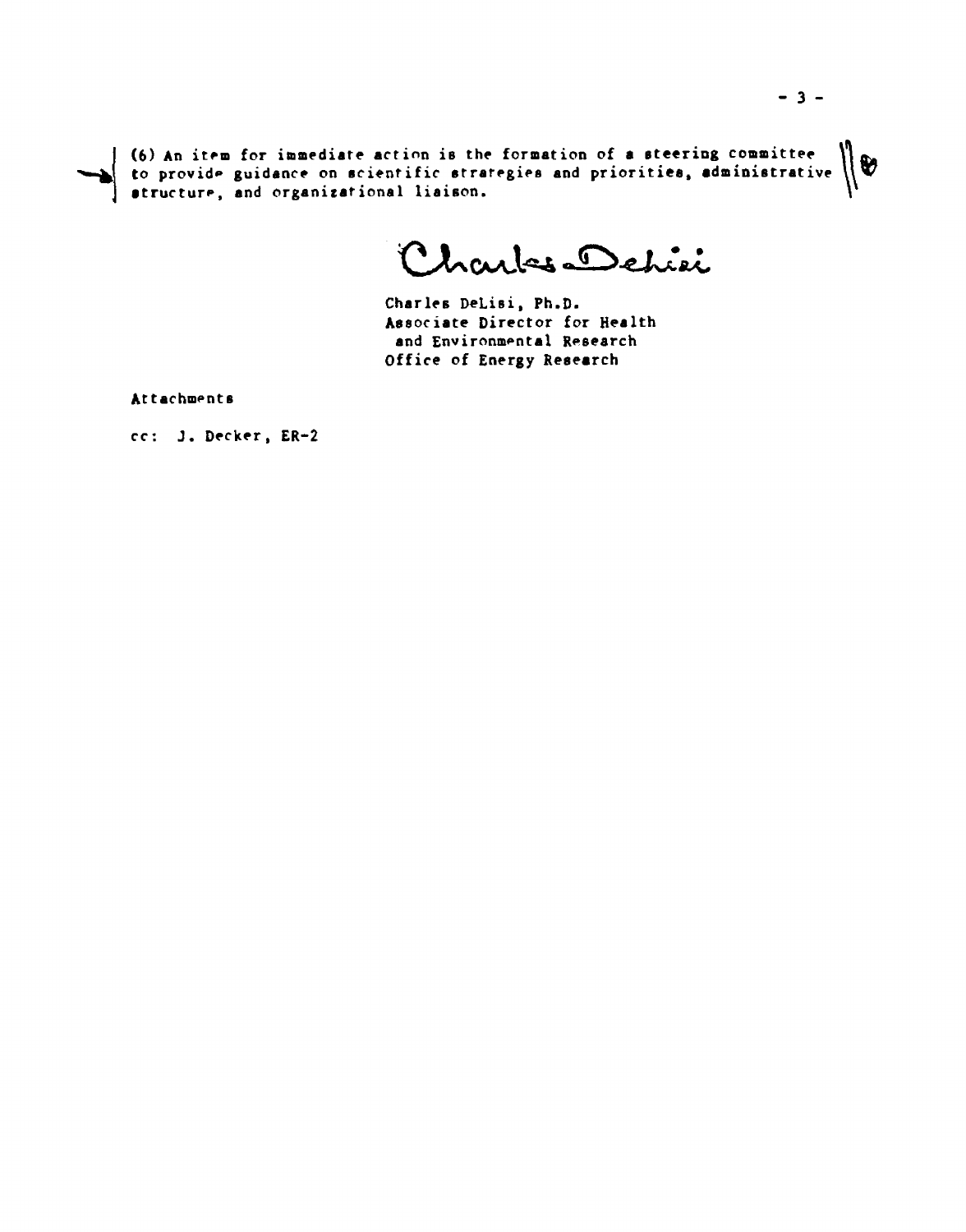(6) An item for immediate action is the formation of a steering committee to provide guidance on scientific strategies and priorities, administrative structure, and organizational liaison.

Charles DeLisi

Charles DeLisi, Ph.D.
Associate Director for Health
and Environmental Research
Office of Energy Research

Attachments

cc: J. Decker, ER-2